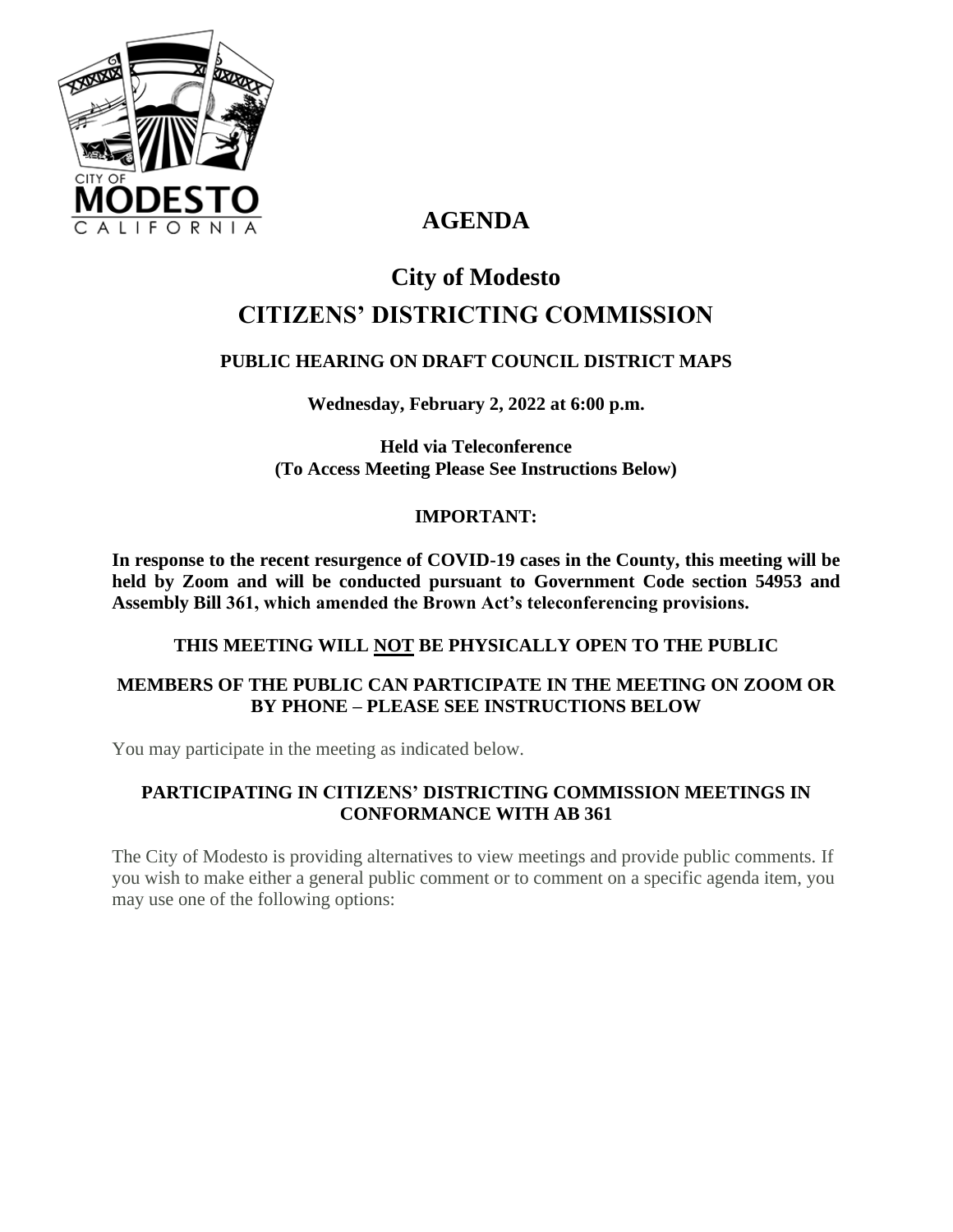# AGENDA

# City of Modesto

# CITIZENS' DISTRICTING COMMISSION

## PUBLIC HEARING ON DRAFT COUNCIL DISTRICT MAPS

**Wednesday, February 2, 2022 at 6:00 p.m.**

**Held via Teleconference**
**(To Access Meeting Please See Instructions Below)**

**IMPORTANT:**

**In response to the recent resurgence of COVID-19 cases in the County, this meeting will be held by Zoom and will be conducted pursuant to Government Code section 54953 and Assembly Bill 361, which amended the Brown Act's teleconferencing provisions.**

**THIS MEETING WILL NOT BE PHYSICALLY OPEN TO THE PUBLIC**

**MEMBERS OF THE PUBLIC CAN PARTICIPATE IN THE MEETING ON ZOOM OR BY PHONE – PLEASE SEE INSTRUCTIONS BELOW**

You may participate in the meeting as indicated below.

**PARTICIPATING IN CITIZENS' DISTRICTING COMMISSION MEETINGS IN CONFORMANCE WITH AB 361**

The City of Modesto is providing alternatives to view meetings and provide public comments. If you wish to make either a general public comment or to comment on a specific agenda item, you may use one of the following options: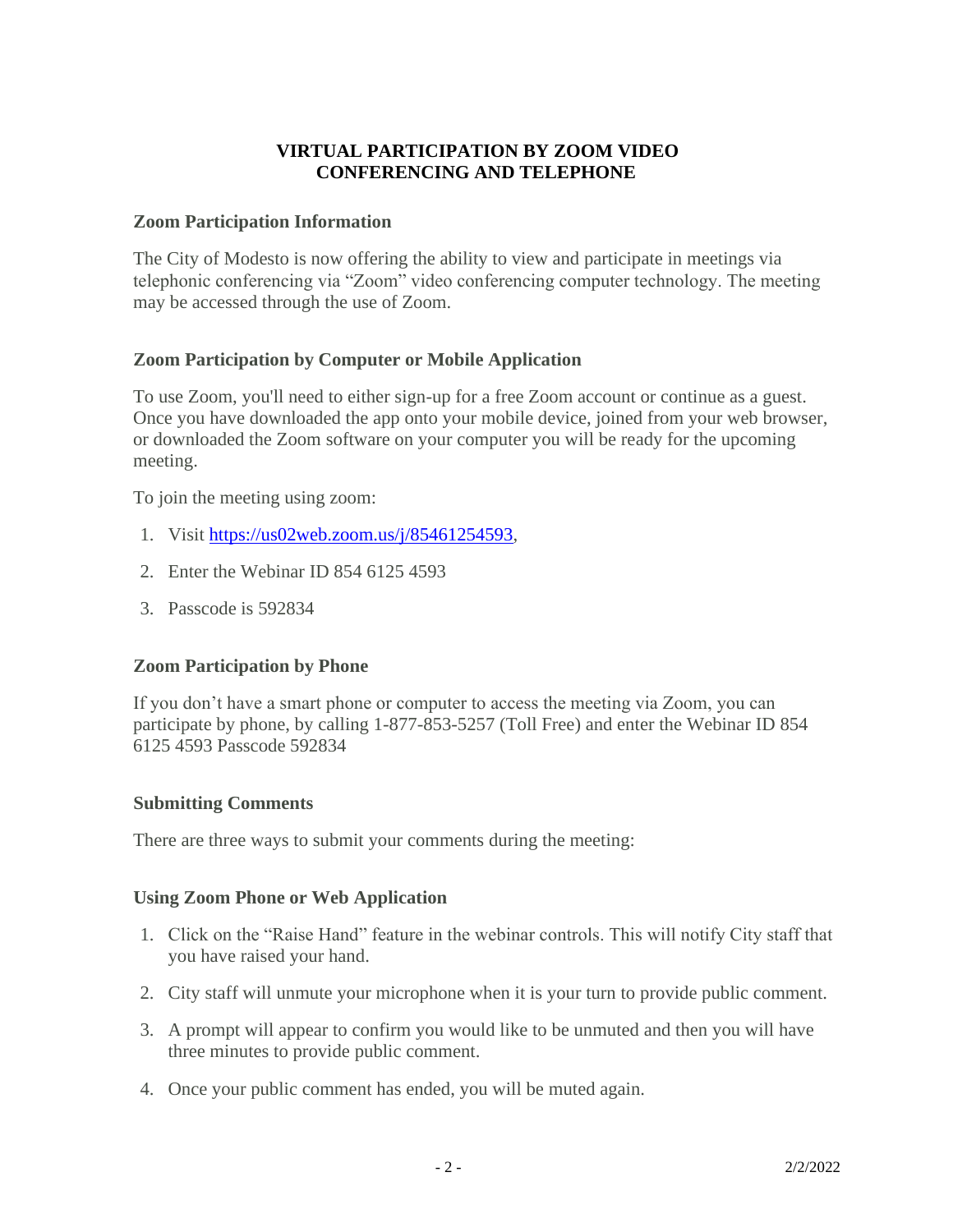# VIRTUAL PARTICIPATION BY ZOOM VIDEO CONFERENCING AND TELEPHONE

## Zoom Participation Information

The City of Modesto is now offering the ability to view and participate in meetings via telephonic conferencing via "Zoom" video conferencing computer technology. The meeting may be accessed through the use of Zoom.

## Zoom Participation by Computer or Mobile Application

To use Zoom, you'll need to either sign-up for a free Zoom account or continue as a guest. Once you have downloaded the app onto your mobile device, joined from your web browser, or downloaded the Zoom software on your computer you will be ready for the upcoming meeting.

To join the meeting using zoom:

1. Visit https://us02web.zoom.us/j/85461254593,
2. Enter the Webinar ID 854 6125 4593
3. Passcode is 592834

## Zoom Participation by Phone

If you don't have a smart phone or computer to access the meeting via Zoom, you can participate by phone, by calling 1-877-853-5257 (Toll Free) and enter the Webinar ID 854 6125 4593 Passcode 592834

## Submitting Comments

There are three ways to submit your comments during the meeting:

## Using Zoom Phone or Web Application

1. Click on the "Raise Hand" feature in the webinar controls. This will notify City staff that you have raised your hand.
2. City staff will unmute your microphone when it is your turn to provide public comment.
3. A prompt will appear to confirm you would like to be unmuted and then you will have three minutes to provide public comment.
4. Once your public comment has ended, you will be muted again.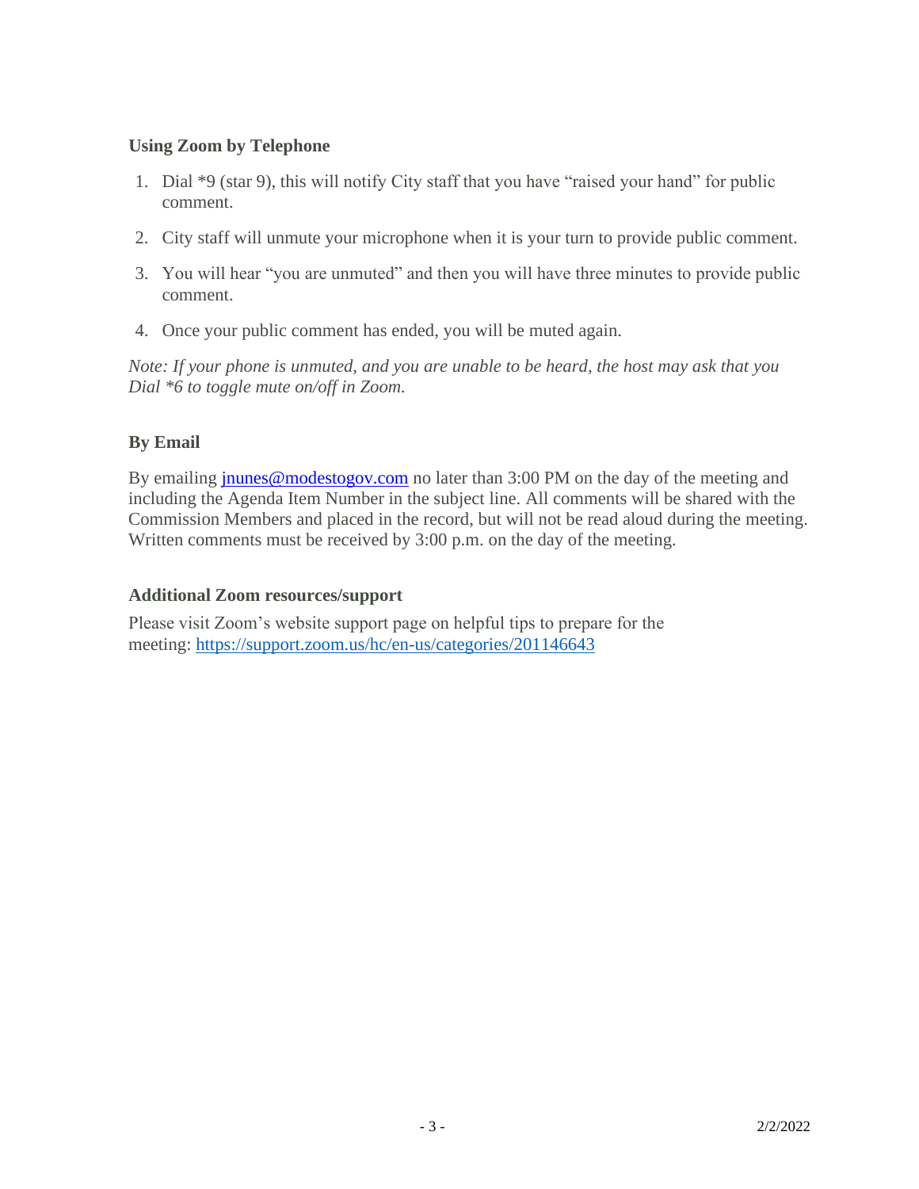### Using Zoom by Telephone

1. Dial *9 (star 9), this will notify City staff that you have "raised your hand" for public comment.
2. City staff will unmute your microphone when it is your turn to provide public comment.
3. You will hear "you are unmuted" and then you will have three minutes to provide public comment.
4. Once your public comment has ended, you will be muted again.

*Note: If your phone is unmuted, and you are unable to be heard, the host may ask that you Dial *6 to toggle mute on/off in Zoom.*

### By Email

By emailing [jnunes@modestogov.com](mailto:jnunes@modestogov.com) no later than 3:00 PM on the day of the meeting and including the Agenda Item Number in the subject line. All comments will be shared with the Commission Members and placed in the record, but will not be read aloud during the meeting. Written comments must be received by 3:00 p.m. on the day of the meeting.

### Additional Zoom resources/support

Please visit Zoom's website support page on helpful tips to prepare for the meeting: [https://support.zoom.us/hc/en-us/categories/201146643](https://support.zoom.us/hc/en-us/categories/201146643)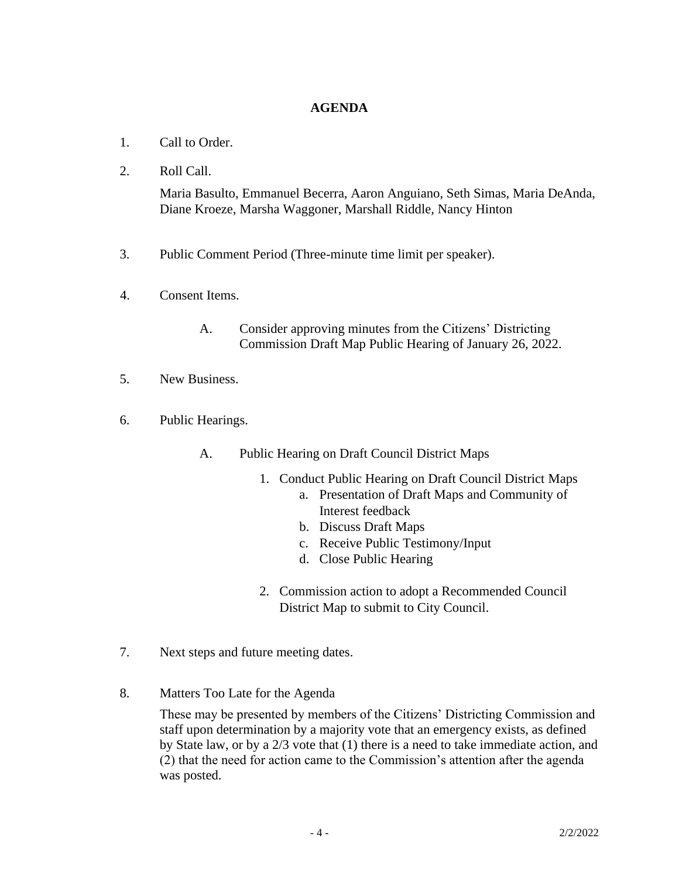## AGENDA

1. Call to Order.

2. Roll Call.

   Maria Basulto, Emmanuel Becerra, Aaron Anguiano, Seth Simas, Maria DeAnda, Diane Kroeze, Marsha Waggoner, Marshall Riddle, Nancy Hinton

3. Public Comment Period (Three-minute time limit per speaker).

4. Consent Items.

   A. Consider approving minutes from the Citizens' Districting Commission Draft Map Public Hearing of January 26, 2022.

5. New Business.

6. Public Hearings.

   A. Public Hearing on Draft Council District Maps

      1. Conduct Public Hearing on Draft Council District Maps
         a. Presentation of Draft Maps and Community of Interest feedback
         b. Discuss Draft Maps
         c. Receive Public Testimony/Input
         d. Close Public Hearing

      2. Commission action to adopt a Recommended Council District Map to submit to City Council.

7. Next steps and future meeting dates.

8. Matters Too Late for the Agenda

   These may be presented by members of the Citizens' Districting Commission and staff upon determination by a majority vote that an emergency exists, as defined by State law, or by a 2/3 vote that (1) there is a need to take immediate action, and (2) that the need for action came to the Commission's attention after the agenda was posted.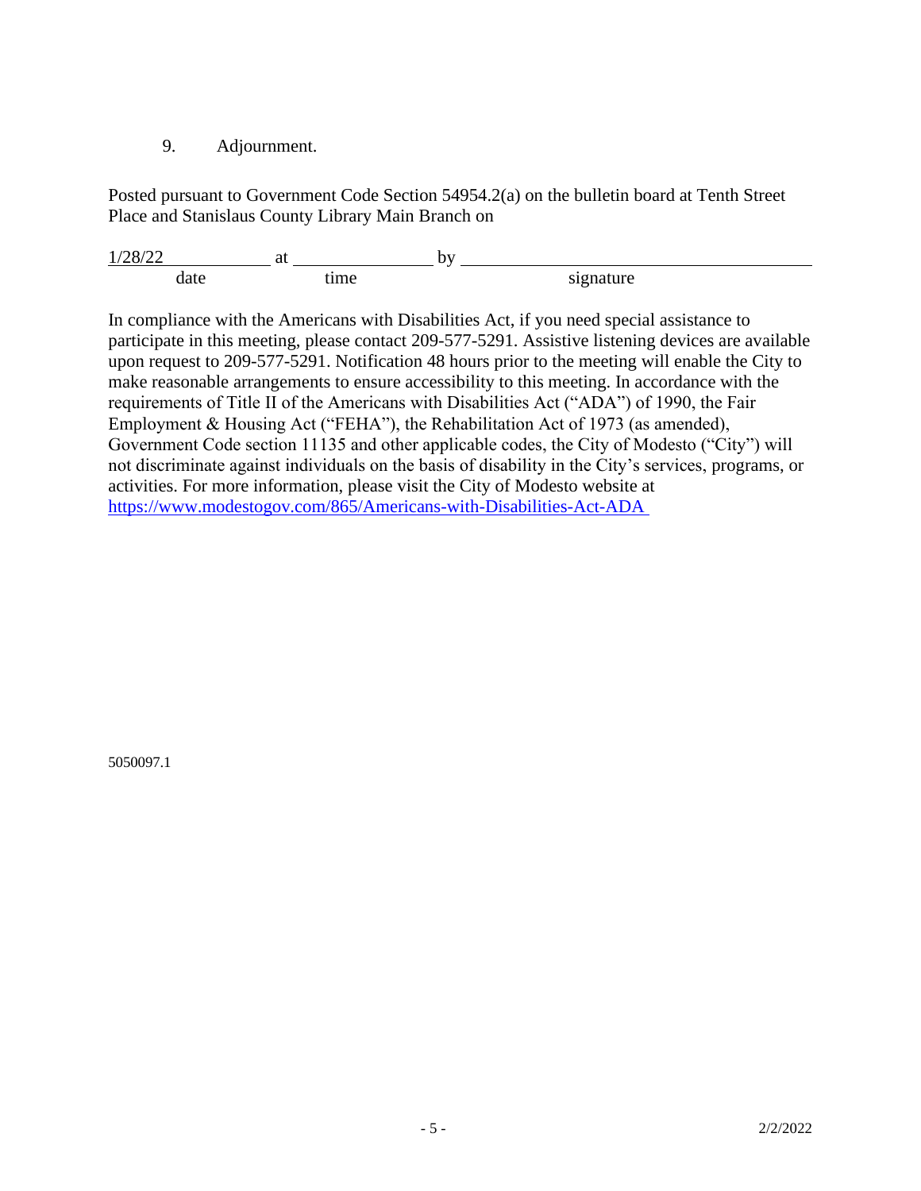9. Adjournment.

Posted pursuant to Government Code Section 54954.2(a) on the bulletin board at Tenth Street Place and Stanislaus County Library Main Branch on

1/28/22 at \_\_\_\_\_\_\_\_\_\_\_\_\_\_\_ by \_\_\_\_\_\_\_\_\_\_\_\_\_\_\_\_\_\_\_\_\_\_\_\_\_\_\_\_\_\_\_\_\_\_\_\_\_\_\_\_
date time signature

In compliance with the Americans with Disabilities Act, if you need special assistance to participate in this meeting, please contact 209-577-5291. Assistive listening devices are available upon request to 209-577-5291. Notification 48 hours prior to the meeting will enable the City to make reasonable arrangements to ensure accessibility to this meeting. In accordance with the requirements of Title II of the Americans with Disabilities Act ("ADA") of 1990, the Fair Employment & Housing Act ("FEHA"), the Rehabilitation Act of 1973 (as amended), Government Code section 11135 and other applicable codes, the City of Modesto ("City") will not discriminate against individuals on the basis of disability in the City's services, programs, or activities. For more information, please visit the City of Modesto website at https://www.modestogov.com/865/Americans-with-Disabilities-Act-ADA

5050097.1